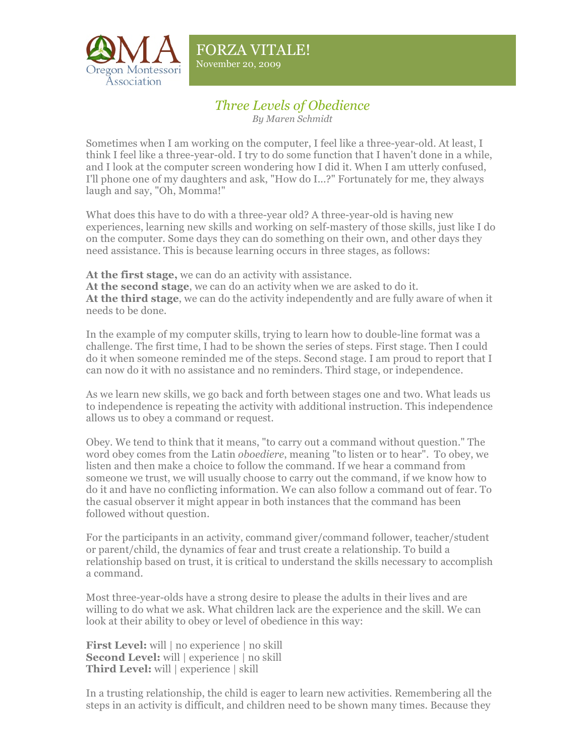FORZA VITALE!
November 20, 2009

# *Three Levels of Obedience*

*By Maren Schmidt*

Sometimes when I am working on the computer, I feel like a three-year-old. At least, I think I feel like a three-year-old. I try to do some function that I haven't done in a while, and I look at the computer screen wondering how I did it. When I am utterly confused, I'll phone one of my daughters and ask, "How do I...?" Fortunately for me, they always laugh and say, "Oh, Momma!"

What does this have to do with a three-year old? A three-year-old is having new experiences, learning new skills and working on self-mastery of those skills, just like I do on the computer. Some days they can do something on their own, and other days they need assistance. This is because learning occurs in three stages, as follows:

**At the first stage,** we can do an activity with assistance.
**At the second stage**, we can do an activity when we are asked to do it.
**At the third stage**, we can do the activity independently and are fully aware of when it needs to be done.

In the example of my computer skills, trying to learn how to double-line format was a challenge. The first time, I had to be shown the series of steps. First stage. Then I could do it when someone reminded me of the steps. Second stage. I am proud to report that I can now do it with no assistance and no reminders. Third stage, or independence.

As we learn new skills, we go back and forth between stages one and two. What leads us to independence is repeating the activity with additional instruction. This independence allows us to obey a command or request.

Obey. We tend to think that it means, "to carry out a command without question." The word obey comes from the Latin *oboediere*, meaning "to listen or to hear". To obey, we listen and then make a choice to follow the command. If we hear a command from someone we trust, we will usually choose to carry out the command, if we know how to do it and have no conflicting information. We can also follow a command out of fear. To the casual observer it might appear in both instances that the command has been followed without question.

For the participants in an activity, command giver/command follower, teacher/student or parent/child, the dynamics of fear and trust create a relationship. To build a relationship based on trust, it is critical to understand the skills necessary to accomplish a command.

Most three-year-olds have a strong desire to please the adults in their lives and are willing to do what we ask. What children lack are the experience and the skill. We can look at their ability to obey or level of obedience in this way:

**First Level:** will | no experience | no skill
**Second Level:** will | experience | no skill
**Third Level:** will | experience | skill

In a trusting relationship, the child is eager to learn new activities. Remembering all the steps in an activity is difficult, and children need to be shown many times. Because they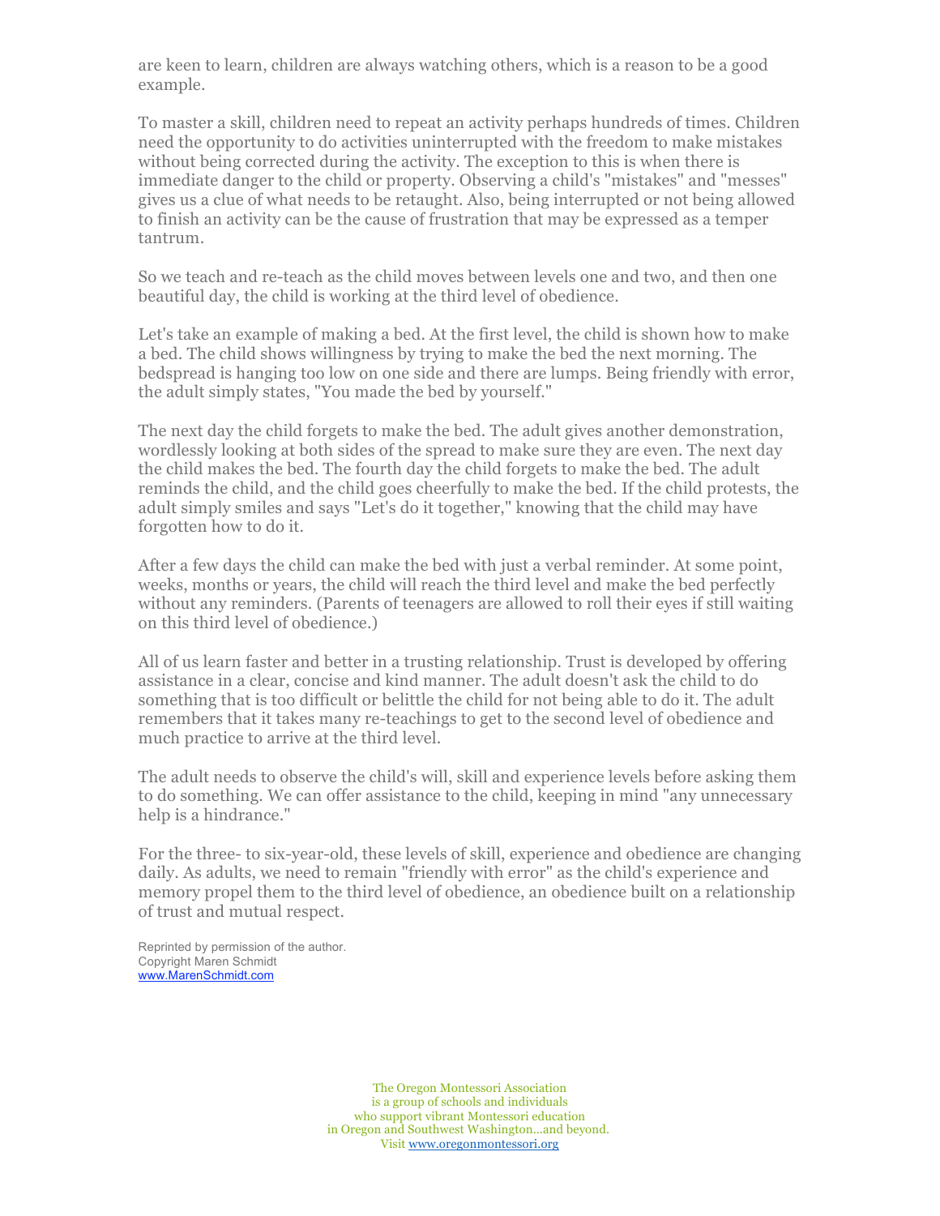are keen to learn, children are always watching others, which is a reason to be a good example.

To master a skill, children need to repeat an activity perhaps hundreds of times. Children need the opportunity to do activities uninterrupted with the freedom to make mistakes without being corrected during the activity. The exception to this is when there is immediate danger to the child or property. Observing a child's "mistakes" and "messes" gives us a clue of what needs to be retaught. Also, being interrupted or not being allowed to finish an activity can be the cause of frustration that may be expressed as a temper tantrum.

So we teach and re-teach as the child moves between levels one and two, and then one beautiful day, the child is working at the third level of obedience.

Let's take an example of making a bed. At the first level, the child is shown how to make a bed. The child shows willingness by trying to make the bed the next morning. The bedspread is hanging too low on one side and there are lumps. Being friendly with error, the adult simply states, "You made the bed by yourself."

The next day the child forgets to make the bed. The adult gives another demonstration, wordlessly looking at both sides of the spread to make sure they are even. The next day the child makes the bed. The fourth day the child forgets to make the bed. The adult reminds the child, and the child goes cheerfully to make the bed. If the child protests, the adult simply smiles and says "Let's do it together," knowing that the child may have forgotten how to do it.

After a few days the child can make the bed with just a verbal reminder. At some point, weeks, months or years, the child will reach the third level and make the bed perfectly without any reminders. (Parents of teenagers are allowed to roll their eyes if still waiting on this third level of obedience.)

All of us learn faster and better in a trusting relationship. Trust is developed by offering assistance in a clear, concise and kind manner. The adult doesn't ask the child to do something that is too difficult or belittle the child for not being able to do it. The adult remembers that it takes many re-teachings to get to the second level of obedience and much practice to arrive at the third level.

The adult needs to observe the child's will, skill and experience levels before asking them to do something. We can offer assistance to the child, keeping in mind "any unnecessary help is a hindrance."

For the three- to six-year-old, these levels of skill, experience and obedience are changing daily. As adults, we need to remain "friendly with error" as the child's experience and memory propel them to the third level of obedience, an obedience built on a relationship of trust and mutual respect.

Reprinted by permission of the author.
Copyright Maren Schmidt
www.MarenSchmidt.com

The Oregon Montessori Association
is a group of schools and individuals
who support vibrant Montessori education
in Oregon and Southwest Washington...and beyond.
Visit www.oregonmontessori.org